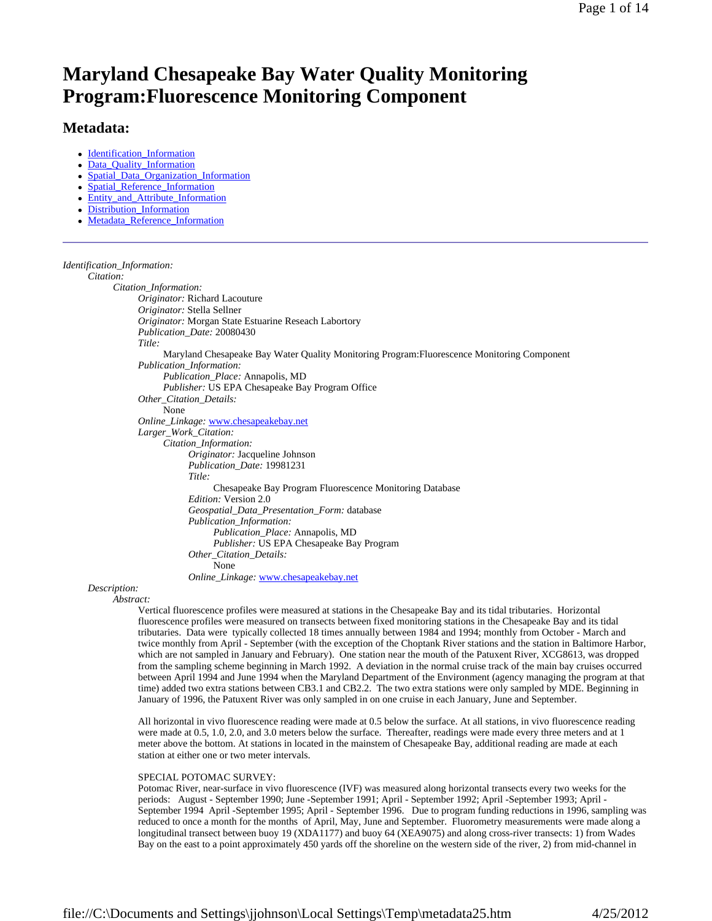# Maryland Chesapeake Bay Water Quality Monitoring Program:Fluorescence Monitoring Component

## Metadata:

- Identification_Information
- Data_Quality_Information
- Spatial_Data_Organization_Information
- Spatial_Reference_Information
- Entity_and_Attribute_Information
- Distribution_Information
- Metadata_Reference_Information

---

*Identification_Information:*
- *Citation:*
  - *Citation_Information:*
    - *Originator:* Richard Lacouture
    - *Originator:* Stella Sellner
    - *Originator:* Morgan State Estuarine Reseach Labortory
    - *Publication_Date:* 20080430
    - *Title:*
      - Maryland Chesapeake Bay Water Quality Monitoring Program:Fluorescence Monitoring Component
    - *Publication_Information:*
      - *Publication_Place:* Annapolis, MD
      - *Publisher:* US EPA Chesapeake Bay Program Office
    - *Other_Citation_Details:*
      - None
    - *Online_Linkage:* www.chesapeakebay.net
    - *Larger_Work_Citation:*
      - *Citation_Information:*
        - *Originator:* Jacqueline Johnson
        - *Publication_Date:* 19981231
        - *Title:*
          - Chesapeake Bay Program Fluorescence Monitoring Database
        - *Edition:* Version 2.0
        - *Geospatial_Data_Presentation_Form:* database
        - *Publication_Information:*
          - *Publication_Place:* Annapolis, MD
          - *Publisher:* US EPA Chesapeake Bay Program
        - *Other_Citation_Details:*
          - None
        - *Online_Linkage:* www.chesapeakebay.net
- *Description:*
  - *Abstract:*

Vertical fluorescence profiles were measured at stations in the Chesapeake Bay and its tidal tributaries. Horizontal fluorescence profiles were measured on transects between fixed monitoring stations in the Chesapeake Bay and its tidal tributaries. Data were typically collected 18 times annually between 1984 and 1994; monthly from October - March and twice monthly from April - September (with the exception of the Choptank River stations and the station in Baltimore Harbor, which are not sampled in January and February). One station near the mouth of the Patuxent River, XCG8613, was dropped from the sampling scheme beginning in March 1992. A deviation in the normal cruise track of the main bay cruises occurred between April 1994 and June 1994 when the Maryland Department of the Environment (agency managing the program at that time) added two extra stations between CB3.1 and CB2.2. The two extra stations were only sampled by MDE. Beginning in January of 1996, the Patuxent River was only sampled in on one cruise in each January, June and September.

All horizontal in vivo fluorescence reading were made at 0.5 below the surface. At all stations, in vivo fluorescence reading were made at 0.5, 1.0, 2.0, and 3.0 meters below the surface. Thereafter, readings were made every three meters and at 1 meter above the bottom. At stations in located in the mainstem of Chesapeake Bay, additional reading are made at each station at either one or two meter intervals.

SPECIAL POTOMAC SURVEY:
Potomac River, near-surface in vivo fluorescence (IVF) was measured along horizontal transects every two weeks for the periods: August - September 1990; June -September 1991; April - September 1992; April -September 1993; April - September 1994 April -September 1995; April - September 1996. Due to program funding reductions in 1996, sampling was reduced to once a month for the months of April, May, June and September. Fluorometry measurements were made along a longitudinal transect between buoy 19 (XDA1177) and buoy 64 (XEA9075) and along cross-river transects: 1) from Wades Bay on the east to a point approximately 450 yards off the shoreline on the western side of the river, 2) from mid-channel in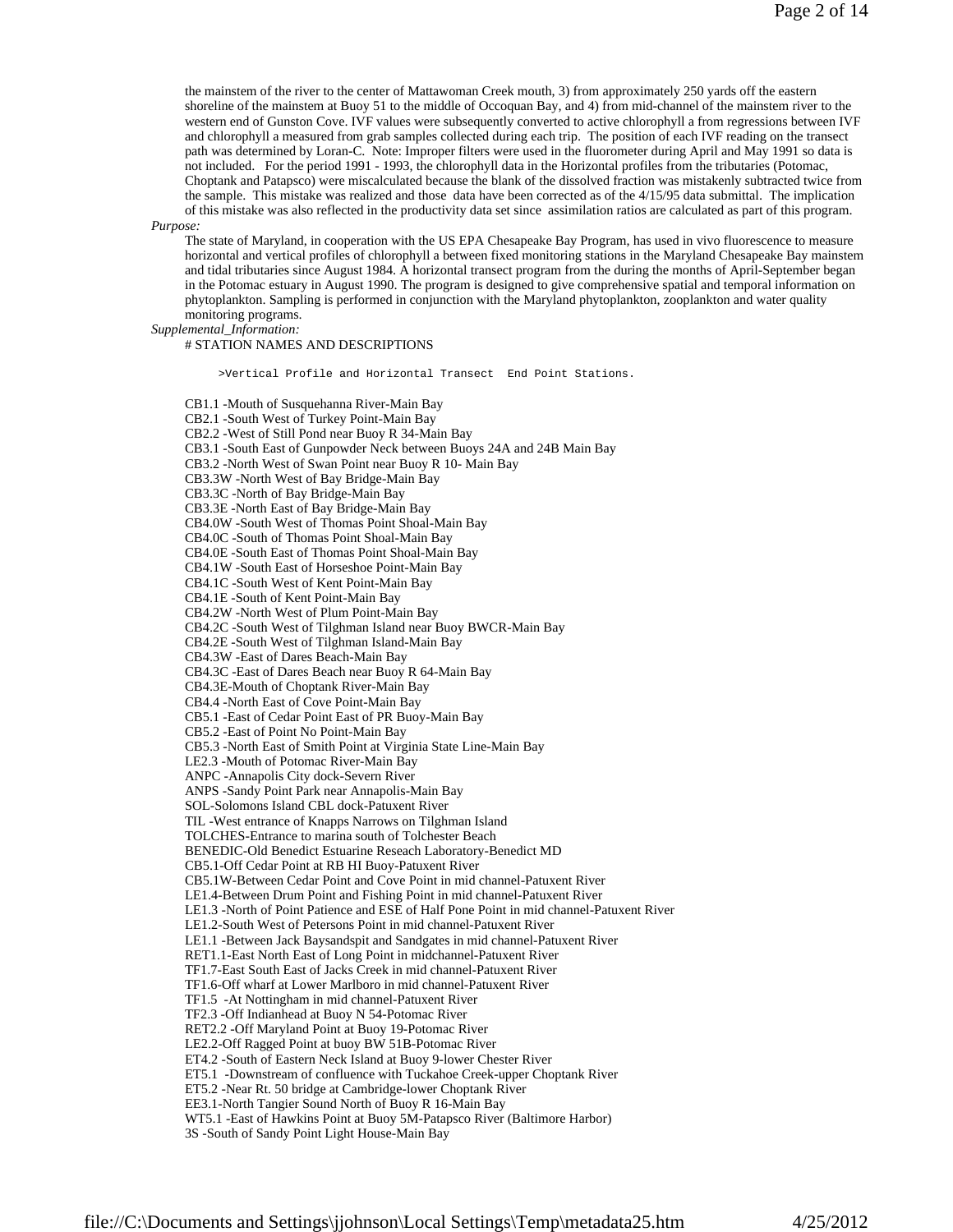the mainstem of the river to the center of Mattawoman Creek mouth, 3) from approximately 250 yards off the eastern shoreline of the mainstem at Buoy 51 to the middle of Occoquan Bay, and 4) from mid-channel of the mainstem river to the western end of Gunston Cove. IVF values were subsequently converted to active chlorophyll a from regressions between IVF and chlorophyll a measured from grab samples collected during each trip. The position of each IVF reading on the transect path was determined by Loran-C. Note: Improper filters were used in the fluorometer during April and May 1991 so data is not included. For the period 1991 - 1993, the chlorophyll data in the Horizontal profiles from the tributaries (Potomac, Choptank and Patapsco) were miscalculated because the blank of the dissolved fraction was mistakenly subtracted twice from the sample. This mistake was realized and those data have been corrected as of the 4/15/95 data submittal. The implication of this mistake was also reflected in the productivity data set since assimilation ratios are calculated as part of this program.

*Purpose:*

The state of Maryland, in cooperation with the US EPA Chesapeake Bay Program, has used in vivo fluorescence to measure horizontal and vertical profiles of chlorophyll a between fixed monitoring stations in the Maryland Chesapeake Bay mainstem and tidal tributaries since August 1984. A horizontal transect program from the during the months of April-September began in the Potomac estuary in August 1990. The program is designed to give comprehensive spatial and temporal information on phytoplankton. Sampling is performed in conjunction with the Maryland phytoplankton, zooplankton and water quality monitoring programs.

*Supplemental_Information:*

# STATION NAMES AND DESCRIPTIONS

```
>Vertical Profile and Horizontal Transect  End Point Stations.
```

CB1.1 -Mouth of Susquehanna River-Main Bay
CB2.1 -South West of Turkey Point-Main Bay
CB2.2 -West of Still Pond near Buoy R 34-Main Bay
CB3.1 -South East of Gunpowder Neck between Buoys 24A and 24B Main Bay
CB3.2 -North West of Swan Point near Buoy R 10- Main Bay
CB3.3W -North West of Bay Bridge-Main Bay
CB3.3C -North of Bay Bridge-Main Bay
CB3.3E -North East of Bay Bridge-Main Bay
CB4.0W -South West of Thomas Point Shoal-Main Bay
CB4.0C -South of Thomas Point Shoal-Main Bay
CB4.0E -South East of Thomas Point Shoal-Main Bay
CB4.1W -South East of Horseshoe Point-Main Bay
CB4.1C -South West of Kent Point-Main Bay
CB4.1E -South of Kent Point-Main Bay
CB4.2W -North West of Plum Point-Main Bay
CB4.2C -South West of Tilghman Island near Buoy BWCR-Main Bay
CB4.2E -South West of Tilghman Island-Main Bay
CB4.3W -East of Dares Beach-Main Bay
CB4.3C -East of Dares Beach near Buoy R 64-Main Bay
CB4.3E-Mouth of Choptank River-Main Bay
CB4.4 -North East of Cove Point-Main Bay
CB5.1 -East of Cedar Point East of PR Buoy-Main Bay
CB5.2 -East of Point No Point-Main Bay
CB5.3 -North East of Smith Point at Virginia State Line-Main Bay
LE2.3 -Mouth of Potomac River-Main Bay
ANPC -Annapolis City dock-Severn River
ANPS -Sandy Point Park near Annapolis-Main Bay
SOL-Solomons Island CBL dock-Patuxent River
TIL -West entrance of Knapps Narrows on Tilghman Island
TOLCHES-Entrance to marina south of Tolchester Beach
BENEDIC-Old Benedict Estuarine Reseach Laboratory-Benedict MD
CB5.1-Off Cedar Point at RB HI Buoy-Patuxent River
CB5.1W-Between Cedar Point and Cove Point in mid channel-Patuxent River
LE1.4-Between Drum Point and Fishing Point in mid channel-Patuxent River
LE1.3 -North of Point Patience and ESE of Half Pone Point in mid channel-Patuxent River
LE1.2-South West of Petersons Point in mid channel-Patuxent River
LE1.1 -Between Jack Baysandspit and Sandgates in mid channel-Patuxent River
RET1.1-East North East of Long Point in midchannel-Patuxent River
TF1.7-East South East of Jacks Creek in mid channel-Patuxent River
TF1.6-Off wharf at Lower Marlboro in mid channel-Patuxent River
TF1.5 -At Nottingham in mid channel-Patuxent River
TF2.3 -Off Indianhead at Buoy N 54-Potomac River
RET2.2 -Off Maryland Point at Buoy 19-Potomac River
LE2.2-Off Ragged Point at buoy BW 51B-Potomac River
ET4.2 -South of Eastern Neck Island at Buoy 9-lower Chester River
ET5.1 -Downstream of confluence with Tuckahoe Creek-upper Choptank River
ET5.2 -Near Rt. 50 bridge at Cambridge-lower Choptank River
EE3.1-North Tangier Sound North of Buoy R 16-Main Bay
WT5.1 -East of Hawkins Point at Buoy 5M-Patapsco River (Baltimore Harbor)
3S -South of Sandy Point Light House-Main Bay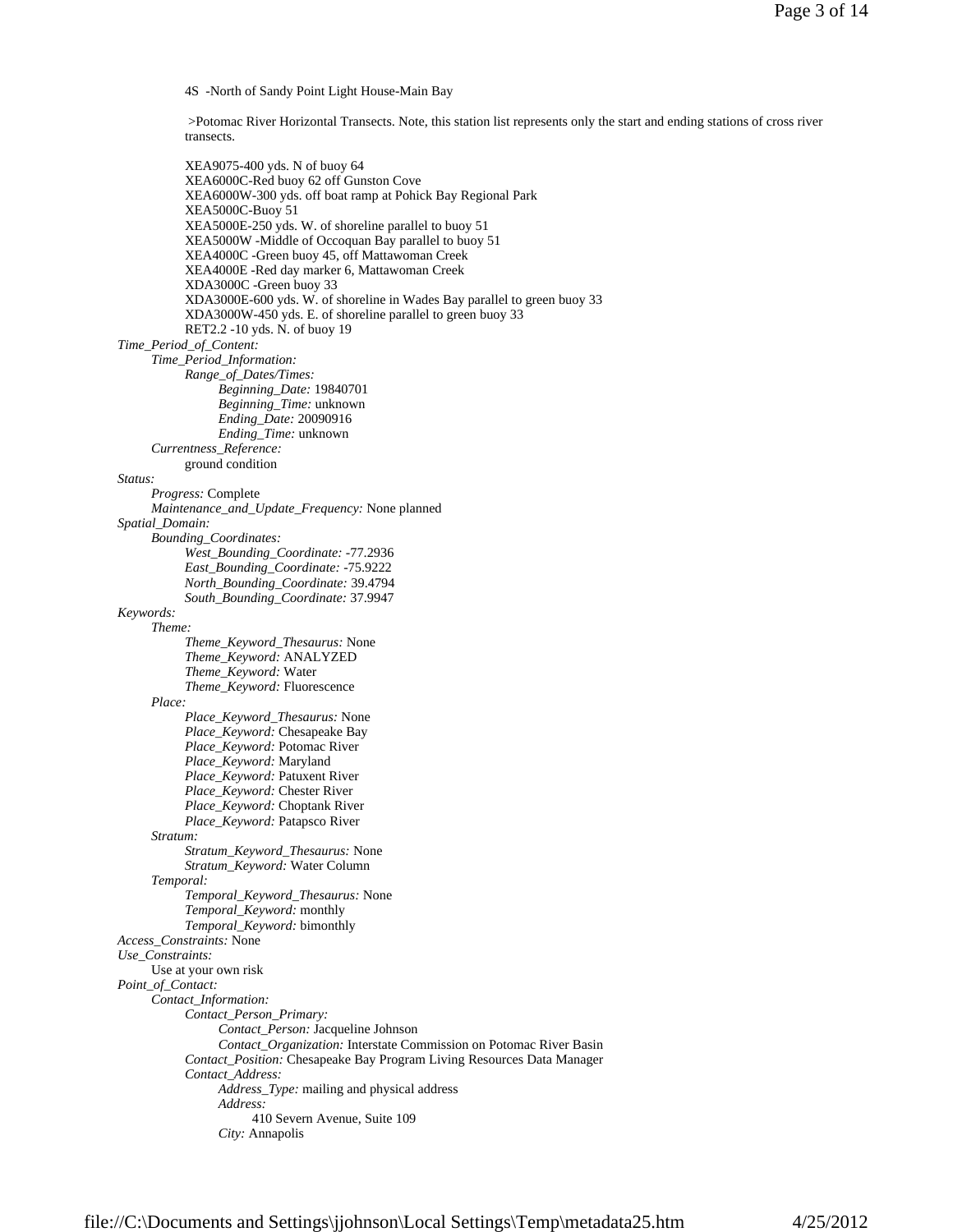4S -North of Sandy Point Light House-Main Bay

>Potomac River Horizontal Transects. Note, this station list represents only the start and ending stations of cross river transects.

XEA9075-400 yds. N of buoy 64
XEA6000C-Red buoy 62 off Gunston Cove
XEA6000W-300 yds. off boat ramp at Pohick Bay Regional Park
XEA5000C-Buoy 51
XEA5000E-250 yds. W. of shoreline parallel to buoy 51
XEA5000W -Middle of Occoquan Bay parallel to buoy 51
XEA4000C -Green buoy 45, off Mattawoman Creek
XEA4000E -Red day marker 6, Mattawoman Creek
XDA3000C -Green buoy 33
XDA3000E-600 yds. W. of shoreline in Wades Bay parallel to green buoy 33
XDA3000W-450 yds. E. of shoreline parallel to green buoy 33
RET2.2 -10 yds. N. of buoy 19

*Time_Period_of_Content:*
- *Time_Period_Information:*
  - *Range_of_Dates/Times:*
    - *Beginning_Date:* 19840701
    - *Beginning_Time:* unknown
    - *Ending_Date:* 20090916
    - *Ending_Time:* unknown
- *Currentness_Reference:*
  - ground condition

*Status:*
- *Progress:* Complete
- *Maintenance_and_Update_Frequency:* None planned

*Spatial_Domain:*
- *Bounding_Coordinates:*
  - *West_Bounding_Coordinate:* -77.2936
  - *East_Bounding_Coordinate:* -75.9222
  - *North_Bounding_Coordinate:* 39.4794
  - *South_Bounding_Coordinate:* 37.9947

*Keywords:*
- *Theme:*
  - *Theme_Keyword_Thesaurus:* None
  - *Theme_Keyword:* ANALYZED
  - *Theme_Keyword:* Water
  - *Theme_Keyword:* Fluorescence
- *Place:*
  - *Place_Keyword_Thesaurus:* None
  - *Place_Keyword:* Chesapeake Bay
  - *Place_Keyword:* Potomac River
  - *Place_Keyword:* Maryland
  - *Place_Keyword:* Patuxent River
  - *Place_Keyword:* Chester River
  - *Place_Keyword:* Choptank River
  - *Place_Keyword:* Patapsco River
- *Stratum:*
  - *Stratum_Keyword_Thesaurus:* None
  - *Stratum_Keyword:* Water Column
- *Temporal:*
  - *Temporal_Keyword_Thesaurus:* None
  - *Temporal_Keyword:* monthly
  - *Temporal_Keyword:* bimonthly

*Access_Constraints:* None

*Use_Constraints:*
- Use at your own risk

*Point_of_Contact:*
- *Contact_Information:*
  - *Contact_Person_Primary:*
    - *Contact_Person:* Jacqueline Johnson
    - *Contact_Organization:* Interstate Commission on Potomac River Basin
  - *Contact_Position:* Chesapeake Bay Program Living Resources Data Manager
  - *Contact_Address:*
    - *Address_Type:* mailing and physical address
    - *Address:*
      - 410 Severn Avenue, Suite 109
    - *City:* Annapolis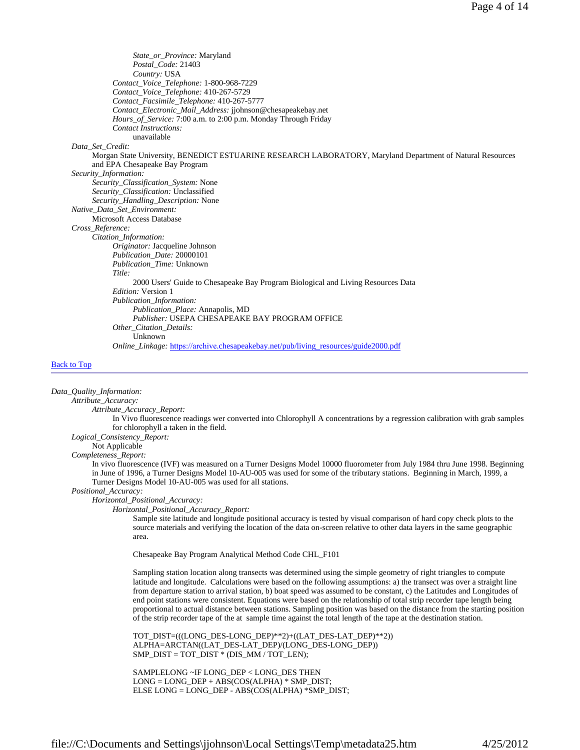*State_or_Province:* Maryland
*Postal_Code:* 21403
*Country:* USA
*Contact_Voice_Telephone:* 1-800-968-7229
*Contact_Voice_Telephone:* 410-267-5729
*Contact_Facsimile_Telephone:* 410-267-5777
*Contact_Electronic_Mail_Address:* jjohnson@chesapeakebay.net
*Hours_of_Service:* 7:00 a.m. to 2:00 p.m. Monday Through Friday
*Contact Instructions:*
unavailable

*Data_Set_Credit:*
Morgan State University, BENEDICT ESTUARINE RESEARCH LABORATORY, Maryland Department of Natural Resources and EPA Chesapeake Bay Program

*Security_Information:*
*Security_Classification_System:* None
*Security_Classification:* Unclassified
*Security_Handling_Description:* None

*Native_Data_Set_Environment:*
Microsoft Access Database

*Cross_Reference:*
*Citation_Information:*
*Originator:* Jacqueline Johnson
*Publication_Date:* 20000101
*Publication_Time:* Unknown
*Title:*
2000 Users' Guide to Chesapeake Bay Program Biological and Living Resources Data
*Edition:* Version 1
*Publication_Information:*
*Publication_Place:* Annapolis, MD
*Publisher:* USEPA CHESAPEAKE BAY PROGRAM OFFICE
*Other_Citation_Details:*
Unknown
*Online_Linkage:* [https://archive.chesapeakebay.net/pub/living_resources/guide2000.pdf](https://archive.chesapeakebay.net/pub/living_resources/guide2000.pdf)

Back to Top

---

*Data_Quality_Information:*
*Attribute_Accuracy:*
*Attribute_Accuracy_Report:*
In Vivo fluorescence readings wer converted into Chlorophyll A concentrations by a regression calibration with grab samples for chlorophyll a taken in the field.

*Logical_Consistency_Report:*
Not Applicable

*Completeness_Report:*
In vivo fluorescence (IVF) was measured on a Turner Designs Model 10000 fluorometer from July 1984 thru June 1998. Beginning in June of 1996, a Turner Designs Model 10-AU-005 was used for some of the tributary stations. Beginning in March, 1999, a Turner Designs Model 10-AU-005 was used for all stations.

*Positional_Accuracy:*
*Horizontal_Positional_Accuracy:*
*Horizontal_Positional_Accuracy_Report:*
Sample site latitude and longitude positional accuracy is tested by visual comparison of hard copy check plots to the source materials and verifying the location of the data on-screen relative to other data layers in the same geographic area.

Chesapeake Bay Program Analytical Method Code CHL_F101

Sampling station location along transects was determined using the simple geometry of right triangles to compute latitude and longitude. Calculations were based on the following assumptions: a) the transect was over a straight line from departure station to arrival station, b) boat speed was assumed to be constant, c) the Latitudes and Longitudes of end point stations were consistent. Equations were based on the relationship of total strip recorder tape length being proportional to actual distance between stations. Sampling position was based on the distance from the starting position of the strip recorder tape of the at sample time against the total length of the tape at the destination station.

```
TOT_DIST=(((LONG_DES-LONG_DEP)**2)+((LAT_DES-LAT_DEP)**2))
ALPHA=ARCTAN((LAT_DES-LAT_DEP)/(LONG_DES-LONG_DEP))
SMP_DIST = TOT_DIST * (DIS_MM / TOT_LEN);

SAMPLELONG ~IF LONG_DEP < LONG_DES THEN
LONG = LONG_DEP + ABS(COS(ALPHA) * SMP_DIST;
ELSE LONG = LONG_DEP - ABS(COS(ALPHA) *SMP_DIST;
```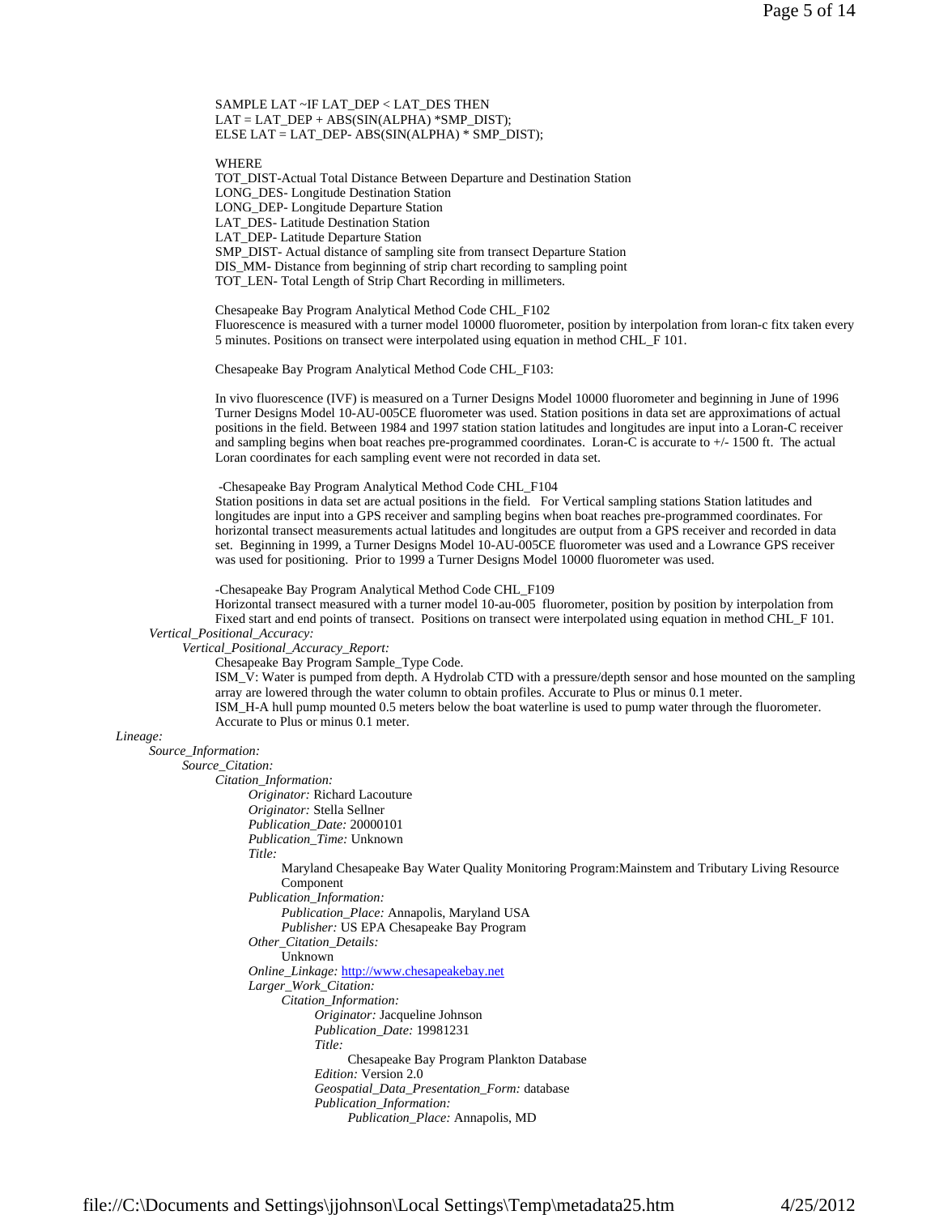SAMPLE LAT ~IF LAT_DEP < LAT_DES THEN
LAT = LAT_DEP + ABS(SIN(ALPHA) *SMP_DIST);
ELSE LAT = LAT_DEP- ABS(SIN(ALPHA) * SMP_DIST);

WHERE
TOT_DIST-Actual Total Distance Between Departure and Destination Station
LONG_DES- Longitude Destination Station
LONG_DEP- Longitude Departure Station
LAT_DES- Latitude Destination Station
LAT_DEP- Latitude Departure Station
SMP_DIST- Actual distance of sampling site from transect Departure Station
DIS_MM- Distance from beginning of strip chart recording to sampling point
TOT_LEN- Total Length of Strip Chart Recording in millimeters.

Chesapeake Bay Program Analytical Method Code CHL_F102
Fluorescence is measured with a turner model 10000 fluorometer, position by interpolation from loran-c fitx taken every 5 minutes. Positions on transect were interpolated using equation in method CHL_F 101.

Chesapeake Bay Program Analytical Method Code CHL_F103:

In vivo fluorescence (IVF) is measured on a Turner Designs Model 10000 fluorometer and beginning in June of 1996 Turner Designs Model 10-AU-005CE fluorometer was used. Station positions in data set are approximations of actual positions in the field. Between 1984 and 1997 station station latitudes and longitudes are input into a Loran-C receiver and sampling begins when boat reaches pre-programmed coordinates. Loran-C is accurate to +/- 1500 ft. The actual Loran coordinates for each sampling event were not recorded in data set.

-Chesapeake Bay Program Analytical Method Code CHL_F104
Station positions in data set are actual positions in the field. For Vertical sampling stations Station latitudes and longitudes are input into a GPS receiver and sampling begins when boat reaches pre-programmed coordinates. For horizontal transect measurements actual latitudes and longitudes are output from a GPS receiver and recorded in data set. Beginning in 1999, a Turner Designs Model 10-AU-005CE fluorometer was used and a Lowrance GPS receiver was used for positioning. Prior to 1999 a Turner Designs Model 10000 fluorometer was used.

-Chesapeake Bay Program Analytical Method Code CHL_F109
Horizontal transect measured with a turner model 10-au-005 fluorometer, position by position by interpolation from Fixed start and end points of transect. Positions on transect were interpolated using equation in method CHL_F 101.

*Vertical_Positional_Accuracy:*

*Vertical_Positional_Accuracy_Report:*

Chesapeake Bay Program Sample_Type Code.
ISM_V: Water is pumped from depth. A Hydrolab CTD with a pressure/depth sensor and hose mounted on the sampling array are lowered through the water column to obtain profiles. Accurate to Plus or minus 0.1 meter.
ISM_H-A hull pump mounted 0.5 meters below the boat waterline is used to pump water through the fluorometer. Accurate to Plus or minus 0.1 meter.

*Lineage:*

*Source_Information:*

*Source_Citation:*

*Citation_Information:*

*Originator:* Richard Lacouture
*Originator:* Stella Sellner
*Publication_Date:* 20000101
*Publication_Time:* Unknown
*Title:*
Maryland Chesapeake Bay Water Quality Monitoring Program:Mainstem and Tributary Living Resource Component
*Publication_Information:*
*Publication_Place:* Annapolis, Maryland USA
*Publisher:* US EPA Chesapeake Bay Program
*Other_Citation_Details:*
Unknown
*Online_Linkage:* http://www.chesapeakebay.net
*Larger_Work_Citation:*
*Citation_Information:*
*Originator:* Jacqueline Johnson
*Publication_Date:* 19981231
*Title:*
Chesapeake Bay Program Plankton Database
*Edition:* Version 2.0
*Geospatial_Data_Presentation_Form:* database
*Publication_Information:*
*Publication_Place:* Annapolis, MD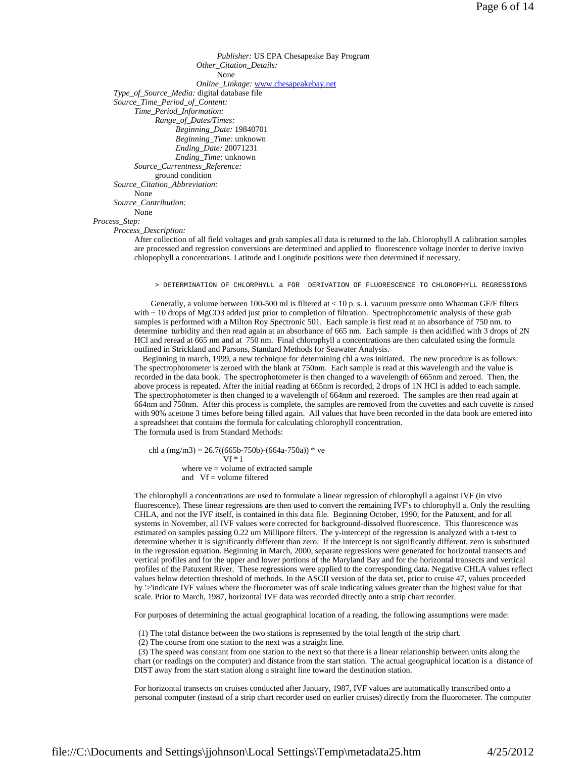*Publisher:* US EPA Chesapeake Bay Program
*Other_Citation_Details:*
None
*Online_Linkage:* www.chesapeakebay.net

*Type_of_Source_Media:* digital database file
*Source_Time_Period_of_Content:*
*Time_Period_Information:*
*Range_of_Dates/Times:*
*Beginning_Date:* 19840701
*Beginning_Time:* unknown
*Ending_Date:* 20071231
*Ending_Time:* unknown
*Source_Currentness_Reference:*
ground condition
*Source_Citation_Abbreviation:*
None
*Source_Contribution:*
None

*Process_Step:*
*Process_Description:*

After collection of all field voltages and grab samples all data is returned to the lab. Chlorophyll A calibration samples are processed and regression conversions are determined and applied to fluorescence voltage inorder to derive invivo chlopophyll a concentrations. Latitude and Longitude positions were then determined if necessary.

```
> DETERMINATION OF CHLORPHYLL a FOR  DERIVATION OF FLUORESCENCE TO CHLOROPHYLL REGRESSIONS
```

Generally, a volume between 100-500 ml is filtered at < 10 p. s. i. vacuum pressure onto Whatman GF/F filters with ~ 10 drops of $MgCO_3$ added just prior to completion of filtration. Spectrophotometric analysis of these grab samples is performed with a Milton Roy Spectronic 501. Each sample is first read at an absorbance of 750 nm. to determine turbidity and then read again at an absorbance of 665 nm. Each sample is then acidified with 3 drops of 2N HCl and reread at 665 nm and at 750 nm. Final chlorophyll a concentrations are then calculated using the formula outlined in Strickland and Parsons, Standard Methods for Seawater Analysis.

Beginning in march, 1999, a new technique for determining chl a was initiated. The new procedure is as follows: The spectrophotometer is zeroed with the blank at 750nm. Each sample is read at this wavelength and the value is recorded in the data book. The spectrophotometer is then changed to a wavelength of 665nm and zeroed. Then, the above process is repeated. After the initial reading at 665nm is recorded, 2 drops of 1N HCl is added to each sample. The spectrophotometer is then changed to a wavelength of 664nm and rezeroed. The samples are then read again at 664nm and 750nm. After this process is complete, the samples are removed from the cuvettes and each cuvette is rinsed with 90% acetone 3 times before being filled again. All values that have been recorded in the data book are entered into a spreadsheet that contains the formula for calculating chlorophyll concentration.
The formula used is from Standard Methods:

$$\text{chl a (mg/m3)} = \frac{26.7((665b-750b)-(664a-750a)) * ve}{Vf * l}$$

where ve = volume of extracted sample
and Vf = volume filtered

The chlorophyll a concentrations are used to formulate a linear regression of chlorophyll a against IVF (in vivo fluorescence). These linear regressions are then used to convert the remaining IVF's to chlorophyll a. Only the resulting CHLA, and not the IVF itself, is contained in this data file. Beginning October, 1990, for the Patuxent, and for all systems in November, all IVF values were corrected for background-dissolved fluorescence. This fluorescence was estimated on samples passing 0.22 um Millipore filters. The y-intercept of the regression is analyzed with a t-test to determine whether it is significantly different than zero. If the intercept is not significantly different, zero is substituted in the regression equation. Beginning in March, 2000, separate regressions were generated for horizontal transects and vertical profiles and for the upper and lower portions of the Maryland Bay and for the horizontal transects and vertical profiles of the Patuxent River. These regressions were applied to the corresponding data. Negative CHLA values reflect values below detection threshold of methods. In the ASCII version of the data set, prior to cruise 47, values proceeded by '>'indicate IVF values where the fluorometer was off scale indicating values greater than the highest value for that scale. Prior to March, 1987, horizontal IVF data was recorded directly onto a strip chart recorder.

For purposes of determining the actual geographical location of a reading, the following assumptions were made:

(1) The total distance between the two stations is represented by the total length of the strip chart.
(2) The course from one station to the next was a straight line.
(3) The speed was constant from one station to the next so that there is a linear relationship between units along the chart (or readings on the computer) and distance from the start station. The actual geographical location is a distance of DIST away from the start station along a straight line toward the destination station.

For horizontal transects on cruises conducted after January, 1987, IVF values are automatically transcribed onto a personal computer (instead of a strip chart recorder used on earlier cruises) directly from the fluorometer. The computer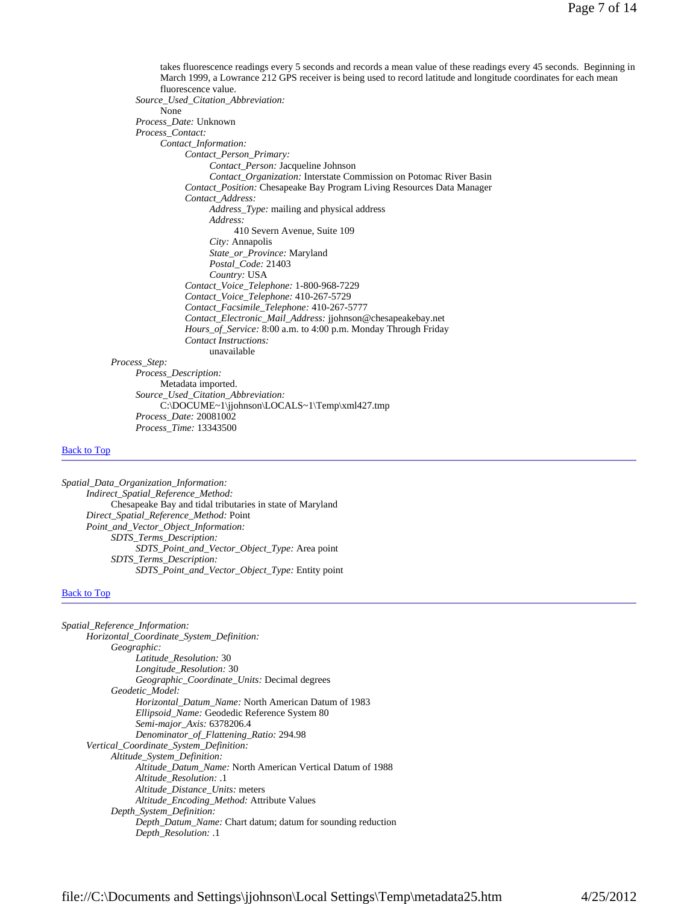takes fluorescence readings every 5 seconds and records a mean value of these readings every 45 seconds. Beginning in March 1999, a Lowrance 212 GPS receiver is being used to record latitude and longitude coordinates for each mean fluorescence value.

*Source_Used_Citation_Abbreviation:*
None

*Process_Date:* Unknown

*Process_Contact:*

*Contact_Information:*

*Contact_Person_Primary:*

*Contact_Person:* Jacqueline Johnson

*Contact_Organization:* Interstate Commission on Potomac River Basin

*Contact_Position:* Chesapeake Bay Program Living Resources Data Manager

*Contact_Address:*

*Address_Type:* mailing and physical address

*Address:*
410 Severn Avenue, Suite 109

*City:* Annapolis

*State_or_Province:* Maryland

*Postal_Code:* 21403

*Country:* USA

*Contact_Voice_Telephone:* 1-800-968-7229

*Contact_Voice_Telephone:* 410-267-5729

*Contact_Facsimile_Telephone:* 410-267-5777

*Contact_Electronic_Mail_Address:* jjohnson@chesapeakebay.net

*Hours_of_Service:* 8:00 a.m. to 4:00 p.m. Monday Through Friday

*Contact Instructions:*
unavailable

*Process_Step:*

*Process_Description:*
Metadata imported.

*Source_Used_Citation_Abbreviation:*
C:\DOCUME~1\jjohnson\LOCALS~1\Temp\xml427.tmp

*Process_Date:* 20081002

*Process_Time:* 13343500

Back to Top

---

*Spatial_Data_Organization_Information:*

*Indirect_Spatial_Reference_Method:*
Chesapeake Bay and tidal tributaries in state of Maryland

*Direct_Spatial_Reference_Method:* Point

*Point_and_Vector_Object_Information:*

*SDTS_Terms_Description:*

*SDTS_Point_and_Vector_Object_Type:* Area point

*SDTS_Terms_Description:*

*SDTS_Point_and_Vector_Object_Type:* Entity point

Back to Top

---

*Spatial_Reference_Information:*

*Horizontal_Coordinate_System_Definition:*

*Geographic:*

*Latitude_Resolution:* 30

*Longitude_Resolution:* 30

*Geographic_Coordinate_Units:* Decimal degrees

*Geodetic_Model:*

*Horizontal_Datum_Name:* North American Datum of 1983

*Ellipsoid_Name:* Geodedic Reference System 80

*Semi-major_Axis:* 6378206.4

*Denominator_of_Flattening_Ratio:* 294.98

*Vertical_Coordinate_System_Definition:*

*Altitude_System_Definition:*

*Altitude_Datum_Name:* North American Vertical Datum of 1988

*Altitude_Resolution:* .1

*Altitude_Distance_Units:* meters

*Altitude_Encoding_Method:* Attribute Values

*Depth_System_Definition:*

*Depth_Datum_Name:* Chart datum; datum for sounding reduction

*Depth_Resolution:* .1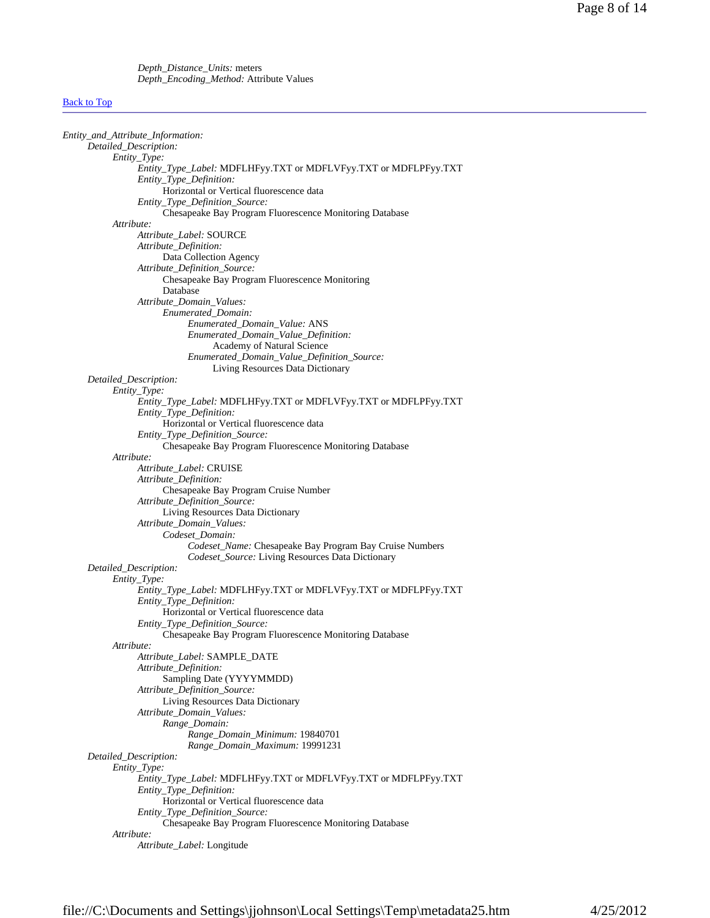*Depth_Distance_Units:* meters
*Depth_Encoding_Method:* Attribute Values

[Back to Top]

---

*Entity_and_Attribute_Information:*
- *Detailed_Description:*
  - *Entity_Type:*
    - *Entity_Type_Label:* MDFLHFyy.TXT or MDFLVFyy.TXT or MDFLPFyy.TXT
    - *Entity_Type_Definition:*
      Horizontal or Vertical fluorescence data
    - *Entity_Type_Definition_Source:*
      Chesapeake Bay Program Fluorescence Monitoring Database
  - *Attribute:*
    - *Attribute_Label:* SOURCE
    - *Attribute_Definition:*
      Data Collection Agency
    - *Attribute_Definition_Source:*
      Chesapeake Bay Program Fluorescence Monitoring Database
    - *Attribute_Domain_Values:*
      - *Enumerated_Domain:*
        - *Enumerated_Domain_Value:* ANS
        - *Enumerated_Domain_Value_Definition:*
          Academy of Natural Science
        - *Enumerated_Domain_Value_Definition_Source:*
          Living Resources Data Dictionary
- *Detailed_Description:*
  - *Entity_Type:*
    - *Entity_Type_Label:* MDFLHFyy.TXT or MDFLVFyy.TXT or MDFLPFyy.TXT
    - *Entity_Type_Definition:*
      Horizontal or Vertical fluorescence data
    - *Entity_Type_Definition_Source:*
      Chesapeake Bay Program Fluorescence Monitoring Database
  - *Attribute:*
    - *Attribute_Label:* CRUISE
    - *Attribute_Definition:*
      Chesapeake Bay Program Cruise Number
    - *Attribute_Definition_Source:*
      Living Resources Data Dictionary
    - *Attribute_Domain_Values:*
      - *Codeset_Domain:*
        - *Codeset_Name:* Chesapeake Bay Program Bay Cruise Numbers
        - *Codeset_Source:* Living Resources Data Dictionary
- *Detailed_Description:*
  - *Entity_Type:*
    - *Entity_Type_Label:* MDFLHFyy.TXT or MDFLVFyy.TXT or MDFLPFyy.TXT
    - *Entity_Type_Definition:*
      Horizontal or Vertical fluorescence data
    - *Entity_Type_Definition_Source:*
      Chesapeake Bay Program Fluorescence Monitoring Database
  - *Attribute:*
    - *Attribute_Label:* SAMPLE_DATE
    - *Attribute_Definition:*
      Sampling Date (YYYYMMDD)
    - *Attribute_Definition_Source:*
      Living Resources Data Dictionary
    - *Attribute_Domain_Values:*
      - *Range_Domain:*
        - *Range_Domain_Minimum:* 19840701
        - *Range_Domain_Maximum:* 19991231
- *Detailed_Description:*
  - *Entity_Type:*
    - *Entity_Type_Label:* MDFLHFyy.TXT or MDFLVFyy.TXT or MDFLPFyy.TXT
    - *Entity_Type_Definition:*
      Horizontal or Vertical fluorescence data
    - *Entity_Type_Definition_Source:*
      Chesapeake Bay Program Fluorescence Monitoring Database
  - *Attribute:*
    - *Attribute_Label:* Longitude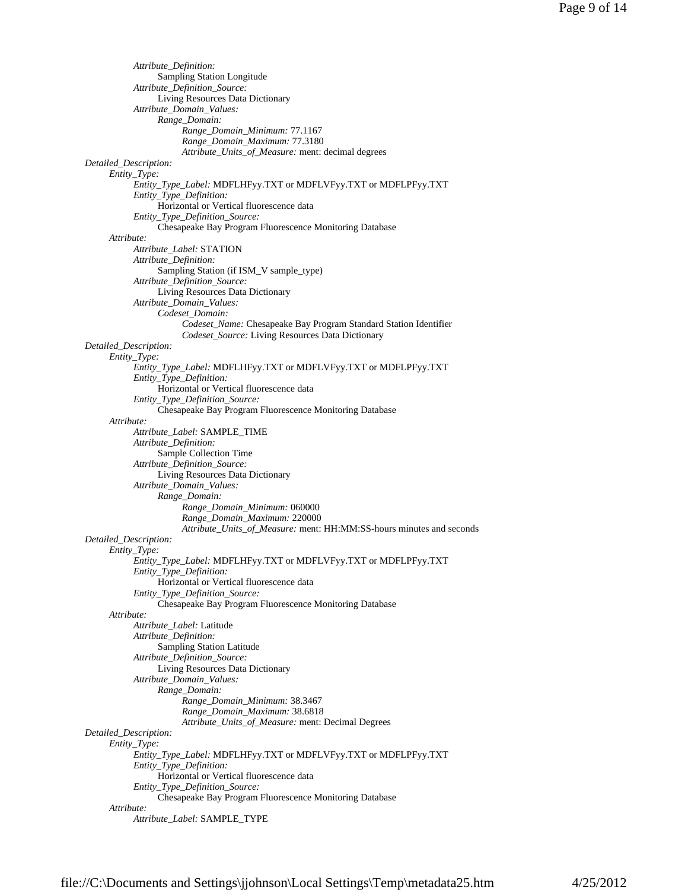*Attribute_Definition:*
Sampling Station Longitude
*Attribute_Definition_Source:*
Living Resources Data Dictionary
*Attribute_Domain_Values:*
*Range_Domain:*
*Range_Domain_Minimum:* 77.1167
*Range_Domain_Maximum:* 77.3180
*Attribute_Units_of_Measure:* ment: decimal degrees

*Detailed_Description:*
*Entity_Type:*
*Entity_Type_Label:* MDFLHFyy.TXT or MDFLVFyy.TXT or MDFLPFyy.TXT
*Entity_Type_Definition:*
Horizontal or Vertical fluorescence data
*Entity_Type_Definition_Source:*
Chesapeake Bay Program Fluorescence Monitoring Database
*Attribute:*
*Attribute_Label:* STATION
*Attribute_Definition:*
Sampling Station (if ISM_V sample_type)
*Attribute_Definition_Source:*
Living Resources Data Dictionary
*Attribute_Domain_Values:*
*Codeset_Domain:*
*Codeset_Name:* Chesapeake Bay Program Standard Station Identifier
*Codeset_Source:* Living Resources Data Dictionary

*Detailed_Description:*
*Entity_Type:*
*Entity_Type_Label:* MDFLHFyy.TXT or MDFLVFyy.TXT or MDFLPFyy.TXT
*Entity_Type_Definition:*
Horizontal or Vertical fluorescence data
*Entity_Type_Definition_Source:*
Chesapeake Bay Program Fluorescence Monitoring Database
*Attribute:*
*Attribute_Label:* SAMPLE_TIME
*Attribute_Definition:*
Sample Collection Time
*Attribute_Definition_Source:*
Living Resources Data Dictionary
*Attribute_Domain_Values:*
*Range_Domain:*
*Range_Domain_Minimum:* 060000
*Range_Domain_Maximum:* 220000
*Attribute_Units_of_Measure:* ment: HH:MM:SS-hours minutes and seconds

*Detailed_Description:*
*Entity_Type:*
*Entity_Type_Label:* MDFLHFyy.TXT or MDFLVFyy.TXT or MDFLPFyy.TXT
*Entity_Type_Definition:*
Horizontal or Vertical fluorescence data
*Entity_Type_Definition_Source:*
Chesapeake Bay Program Fluorescence Monitoring Database
*Attribute:*
*Attribute_Label:* Latitude
*Attribute_Definition:*
Sampling Station Latitude
*Attribute_Definition_Source:*
Living Resources Data Dictionary
*Attribute_Domain_Values:*
*Range_Domain:*
*Range_Domain_Minimum:* 38.3467
*Range_Domain_Maximum:* 38.6818
*Attribute_Units_of_Measure:* ment: Decimal Degrees

*Detailed_Description:*
*Entity_Type:*
*Entity_Type_Label:* MDFLHFyy.TXT or MDFLVFyy.TXT or MDFLPFyy.TXT
*Entity_Type_Definition:*
Horizontal or Vertical fluorescence data
*Entity_Type_Definition_Source:*
Chesapeake Bay Program Fluorescence Monitoring Database
*Attribute:*
*Attribute_Label:* SAMPLE_TYPE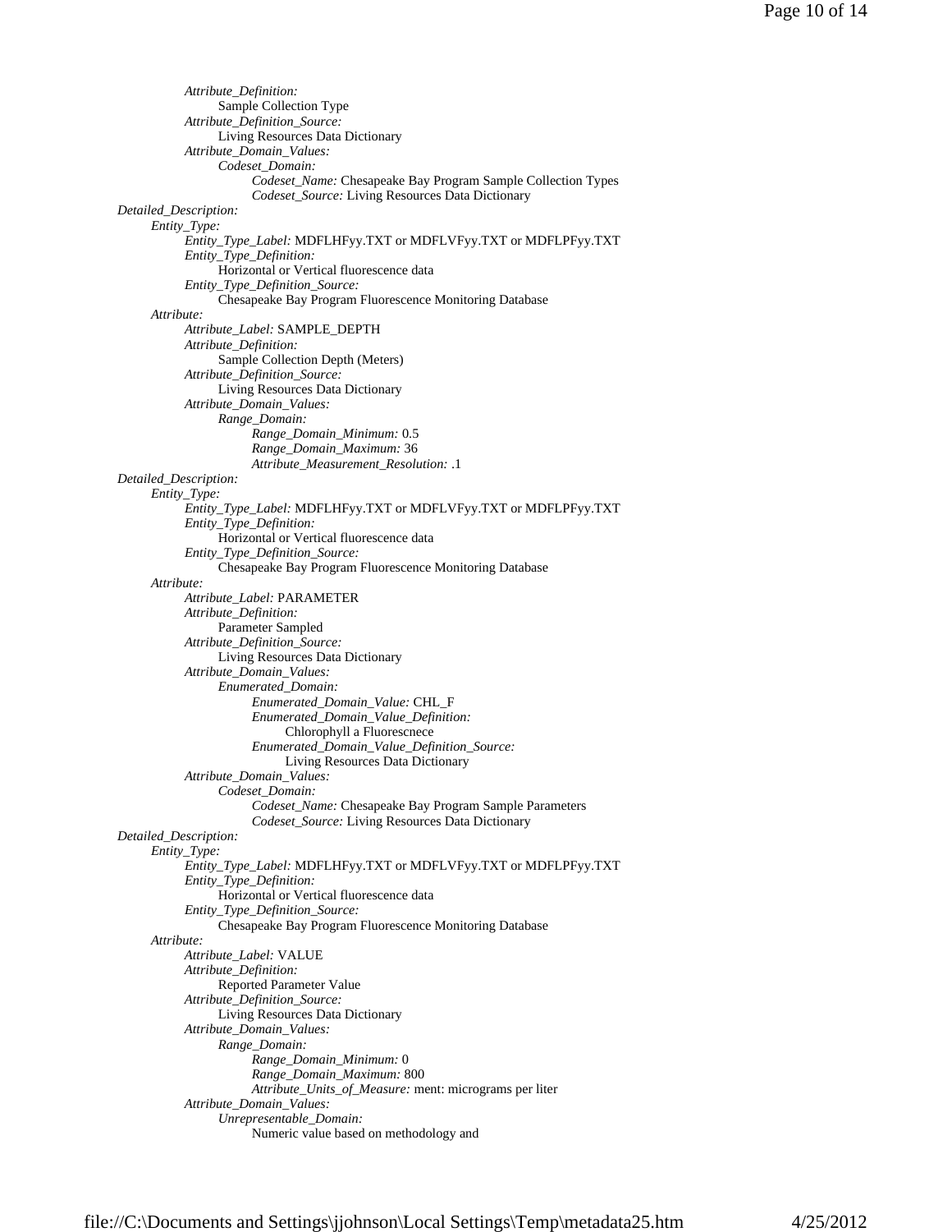*Attribute_Definition:*
Sample Collection Type
*Attribute_Definition_Source:*
Living Resources Data Dictionary
*Attribute_Domain_Values:*
*Codeset_Domain:*
*Codeset_Name:* Chesapeake Bay Program Sample Collection Types
*Codeset_Source:* Living Resources Data Dictionary

*Detailed_Description:*
*Entity_Type:*
*Entity_Type_Label:* MDFLHFyy.TXT or MDFLVFyy.TXT or MDFLPFyy.TXT
*Entity_Type_Definition:*
Horizontal or Vertical fluorescence data
*Entity_Type_Definition_Source:*
Chesapeake Bay Program Fluorescence Monitoring Database
*Attribute:*
*Attribute_Label:* SAMPLE_DEPTH
*Attribute_Definition:*
Sample Collection Depth (Meters)
*Attribute_Definition_Source:*
Living Resources Data Dictionary
*Attribute_Domain_Values:*
*Range_Domain:*
*Range_Domain_Minimum:* 0.5
*Range_Domain_Maximum:* 36
*Attribute_Measurement_Resolution:* .1

*Detailed_Description:*
*Entity_Type:*
*Entity_Type_Label:* MDFLHFyy.TXT or MDFLVFyy.TXT or MDFLPFyy.TXT
*Entity_Type_Definition:*
Horizontal or Vertical fluorescence data
*Entity_Type_Definition_Source:*
Chesapeake Bay Program Fluorescence Monitoring Database
*Attribute:*
*Attribute_Label:* PARAMETER
*Attribute_Definition:*
Parameter Sampled
*Attribute_Definition_Source:*
Living Resources Data Dictionary
*Attribute_Domain_Values:*
*Enumerated_Domain:*
*Enumerated_Domain_Value:* CHL_F
*Enumerated_Domain_Value_Definition:*
Chlorophyll a Fluorescnece
*Enumerated_Domain_Value_Definition_Source:*
Living Resources Data Dictionary
*Attribute_Domain_Values:*
*Codeset_Domain:*
*Codeset_Name:* Chesapeake Bay Program Sample Parameters
*Codeset_Source:* Living Resources Data Dictionary

*Detailed_Description:*
*Entity_Type:*
*Entity_Type_Label:* MDFLHFyy.TXT or MDFLVFyy.TXT or MDFLPFyy.TXT
*Entity_Type_Definition:*
Horizontal or Vertical fluorescence data
*Entity_Type_Definition_Source:*
Chesapeake Bay Program Fluorescence Monitoring Database
*Attribute:*
*Attribute_Label:* VALUE
*Attribute_Definition:*
Reported Parameter Value
*Attribute_Definition_Source:*
Living Resources Data Dictionary
*Attribute_Domain_Values:*
*Range_Domain:*
*Range_Domain_Minimum:* 0
*Range_Domain_Maximum:* 800
*Attribute_Units_of_Measure:* ment: micrograms per liter
*Attribute_Domain_Values:*
*Unrepresentable_Domain:*
Numeric value based on methodology and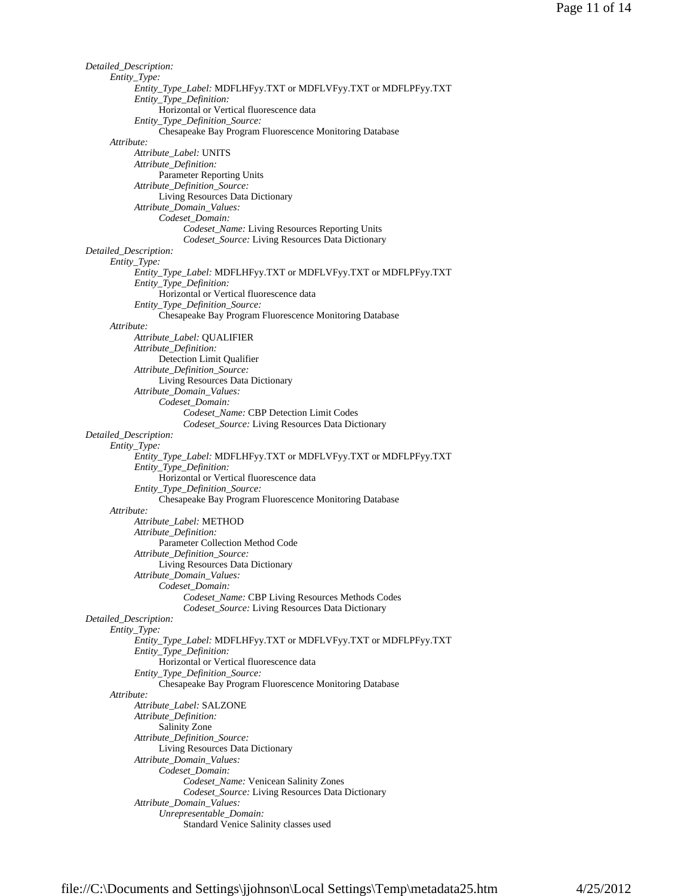*Detailed_Description:*
- *Entity_Type:*
  - *Entity_Type_Label:* MDFLHFyy.TXT or MDFLVFyy.TXT or MDFLPFyy.TXT
  - *Entity_Type_Definition:*
    - Horizontal or Vertical fluorescence data
  - *Entity_Type_Definition_Source:*
    - Chesapeake Bay Program Fluorescence Monitoring Database
- *Attribute:*
  - *Attribute_Label:* UNITS
  - *Attribute_Definition:*
    - Parameter Reporting Units
  - *Attribute_Definition_Source:*
    - Living Resources Data Dictionary
  - *Attribute_Domain_Values:*
    - *Codeset_Domain:*
      - *Codeset_Name:* Living Resources Reporting Units
      - *Codeset_Source:* Living Resources Data Dictionary

*Detailed_Description:*
- *Entity_Type:*
  - *Entity_Type_Label:* MDFLHFyy.TXT or MDFLVFyy.TXT or MDFLPFyy.TXT
  - *Entity_Type_Definition:*
    - Horizontal or Vertical fluorescence data
  - *Entity_Type_Definition_Source:*
    - Chesapeake Bay Program Fluorescence Monitoring Database
- *Attribute:*
  - *Attribute_Label:* QUALIFIER
  - *Attribute_Definition:*
    - Detection Limit Qualifier
  - *Attribute_Definition_Source:*
    - Living Resources Data Dictionary
  - *Attribute_Domain_Values:*
    - *Codeset_Domain:*
      - *Codeset_Name:* CBP Detection Limit Codes
      - *Codeset_Source:* Living Resources Data Dictionary

*Detailed_Description:*
- *Entity_Type:*
  - *Entity_Type_Label:* MDFLHFyy.TXT or MDFLVFyy.TXT or MDFLPFyy.TXT
  - *Entity_Type_Definition:*
    - Horizontal or Vertical fluorescence data
  - *Entity_Type_Definition_Source:*
    - Chesapeake Bay Program Fluorescence Monitoring Database
- *Attribute:*
  - *Attribute_Label:* METHOD
  - *Attribute_Definition:*
    - Parameter Collection Method Code
  - *Attribute_Definition_Source:*
    - Living Resources Data Dictionary
  - *Attribute_Domain_Values:*
    - *Codeset_Domain:*
      - *Codeset_Name:* CBP Living Resources Methods Codes
      - *Codeset_Source:* Living Resources Data Dictionary

*Detailed_Description:*
- *Entity_Type:*
  - *Entity_Type_Label:* MDFLHFyy.TXT or MDFLVFyy.TXT or MDFLPFyy.TXT
  - *Entity_Type_Definition:*
    - Horizontal or Vertical fluorescence data
  - *Entity_Type_Definition_Source:*
    - Chesapeake Bay Program Fluorescence Monitoring Database
- *Attribute:*
  - *Attribute_Label:* SALZONE
  - *Attribute_Definition:*
    - Salinity Zone
  - *Attribute_Definition_Source:*
    - Living Resources Data Dictionary
  - *Attribute_Domain_Values:*
    - *Codeset_Domain:*
      - *Codeset_Name:* Venicean Salinity Zones
      - *Codeset_Source:* Living Resources Data Dictionary
  - *Attribute_Domain_Values:*
    - *Unrepresentable_Domain:*
      - Standard Venice Salinity classes used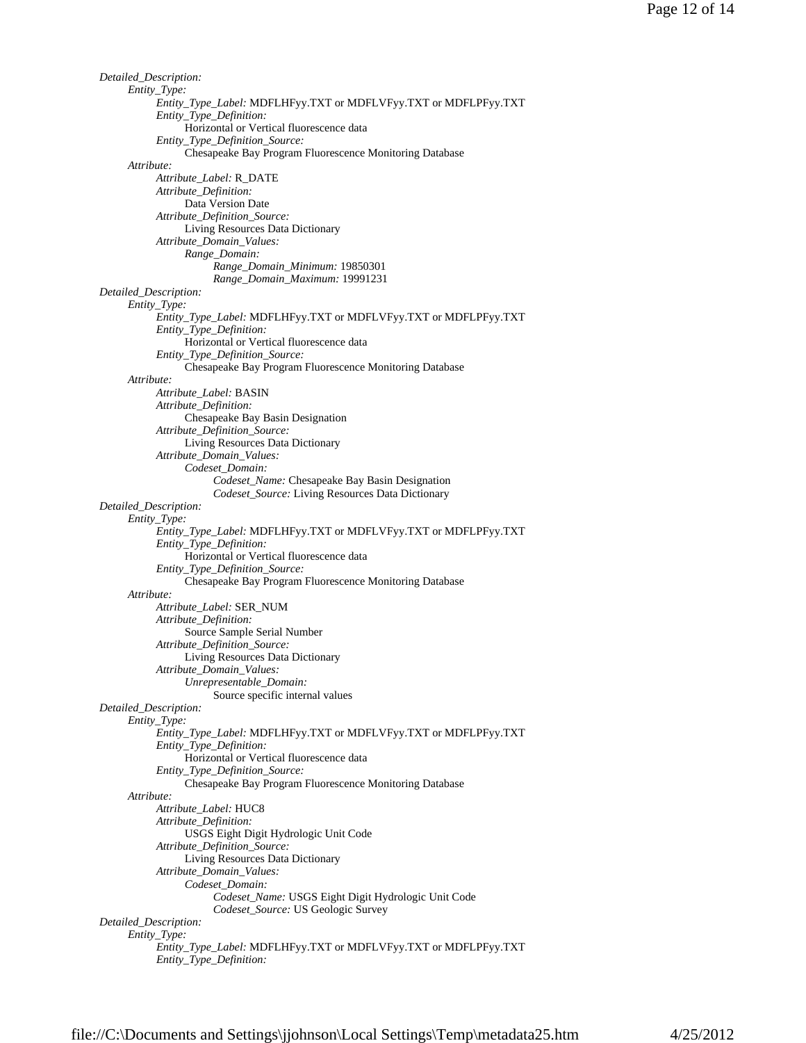*Detailed_Description:*
- *Entity_Type:*
  - *Entity_Type_Label:* MDFLHFyy.TXT or MDFLVFyy.TXT or MDFLPFyy.TXT
  - *Entity_Type_Definition:*
    - Horizontal or Vertical fluorescence data
  - *Entity_Type_Definition_Source:*
    - Chesapeake Bay Program Fluorescence Monitoring Database
- *Attribute:*
  - *Attribute_Label:* R_DATE
  - *Attribute_Definition:*
    - Data Version Date
  - *Attribute_Definition_Source:*
    - Living Resources Data Dictionary
  - *Attribute_Domain_Values:*
    - *Range_Domain:*
      - *Range_Domain_Minimum:* 19850301
      - *Range_Domain_Maximum:* 19991231

*Detailed_Description:*
- *Entity_Type:*
  - *Entity_Type_Label:* MDFLHFyy.TXT or MDFLVFyy.TXT or MDFLPFyy.TXT
  - *Entity_Type_Definition:*
    - Horizontal or Vertical fluorescence data
  - *Entity_Type_Definition_Source:*
    - Chesapeake Bay Program Fluorescence Monitoring Database
- *Attribute:*
  - *Attribute_Label:* BASIN
  - *Attribute_Definition:*
    - Chesapeake Bay Basin Designation
  - *Attribute_Definition_Source:*
    - Living Resources Data Dictionary
  - *Attribute_Domain_Values:*
    - *Codeset_Domain:*
      - *Codeset_Name:* Chesapeake Bay Basin Designation
      - *Codeset_Source:* Living Resources Data Dictionary

*Detailed_Description:*
- *Entity_Type:*
  - *Entity_Type_Label:* MDFLHFyy.TXT or MDFLVFyy.TXT or MDFLPFyy.TXT
  - *Entity_Type_Definition:*
    - Horizontal or Vertical fluorescence data
  - *Entity_Type_Definition_Source:*
    - Chesapeake Bay Program Fluorescence Monitoring Database
- *Attribute:*
  - *Attribute_Label:* SER_NUM
  - *Attribute_Definition:*
    - Source Sample Serial Number
  - *Attribute_Definition_Source:*
    - Living Resources Data Dictionary
  - *Attribute_Domain_Values:*
    - *Unrepresentable_Domain:*
      - Source specific internal values

*Detailed_Description:*
- *Entity_Type:*
  - *Entity_Type_Label:* MDFLHFyy.TXT or MDFLVFyy.TXT or MDFLPFyy.TXT
  - *Entity_Type_Definition:*
    - Horizontal or Vertical fluorescence data
  - *Entity_Type_Definition_Source:*
    - Chesapeake Bay Program Fluorescence Monitoring Database
- *Attribute:*
  - *Attribute_Label:* HUC8
  - *Attribute_Definition:*
    - USGS Eight Digit Hydrologic Unit Code
  - *Attribute_Definition_Source:*
    - Living Resources Data Dictionary
  - *Attribute_Domain_Values:*
    - *Codeset_Domain:*
      - *Codeset_Name:* USGS Eight Digit Hydrologic Unit Code
      - *Codeset_Source:* US Geologic Survey

*Detailed_Description:*
- *Entity_Type:*
  - *Entity_Type_Label:* MDFLHFyy.TXT or MDFLVFyy.TXT or MDFLPFyy.TXT
  - *Entity_Type_Definition:*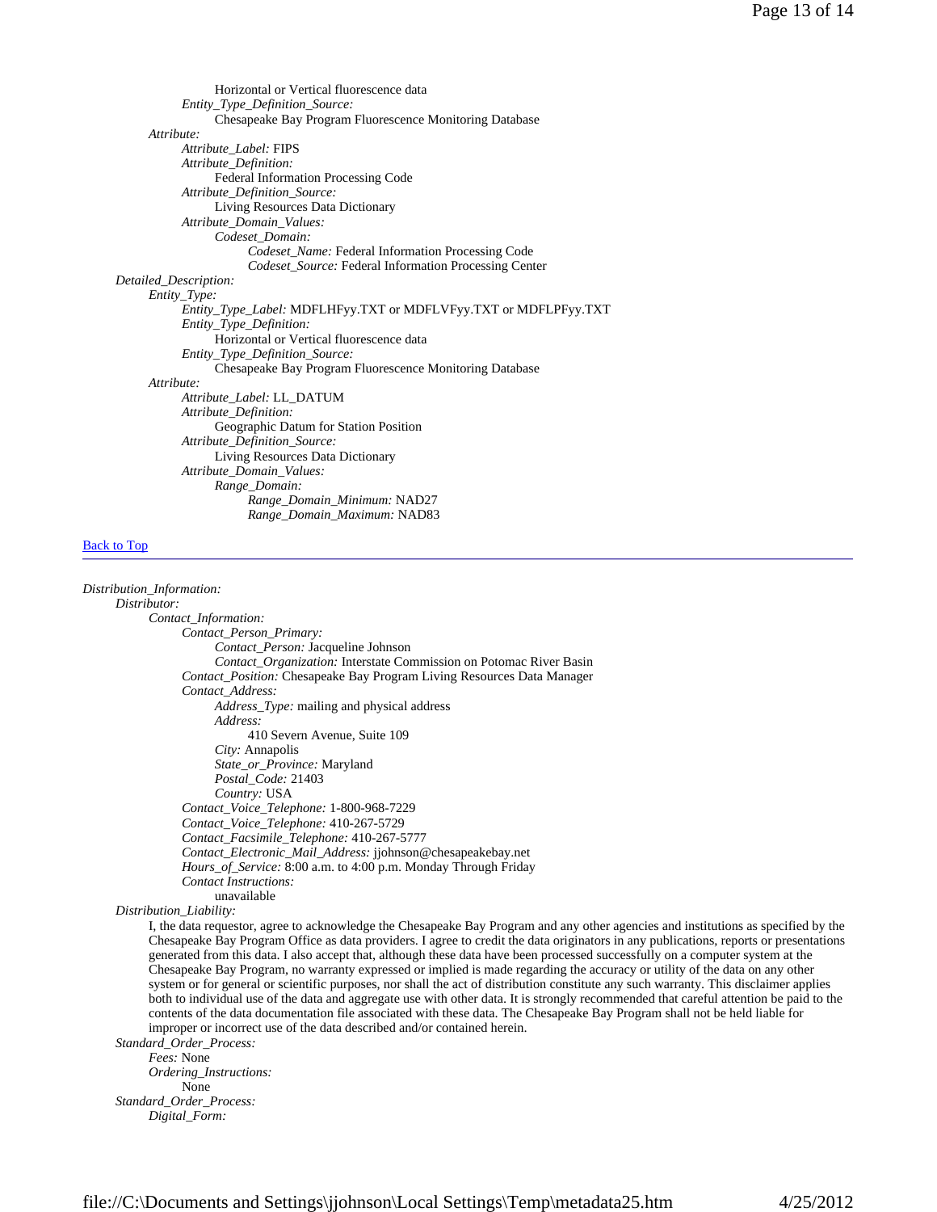Horizontal or Vertical fluorescence data
*Entity_Type_Definition_Source:*
Chesapeake Bay Program Fluorescence Monitoring Database
*Attribute:*
*Attribute_Label:* FIPS
*Attribute_Definition:*
Federal Information Processing Code
*Attribute_Definition_Source:*
Living Resources Data Dictionary
*Attribute_Domain_Values:*
*Codeset_Domain:*
*Codeset_Name:* Federal Information Processing Code
*Codeset_Source:* Federal Information Processing Center
*Detailed_Description:*
*Entity_Type:*
*Entity_Type_Label:* MDFLHFyy.TXT or MDFLVFyy.TXT or MDFLPFyy.TXT
*Entity_Type_Definition:*
Horizontal or Vertical fluorescence data
*Entity_Type_Definition_Source:*
Chesapeake Bay Program Fluorescence Monitoring Database
*Attribute:*
*Attribute_Label:* LL_DATUM
*Attribute_Definition:*
Geographic Datum for Station Position
*Attribute_Definition_Source:*
Living Resources Data Dictionary
*Attribute_Domain_Values:*
*Range_Domain:*
*Range_Domain_Minimum:* NAD27
*Range_Domain_Maximum:* NAD83

Back to Top

---

*Distribution_Information:*
*Distributor:*
*Contact_Information:*
*Contact_Person_Primary:*
*Contact_Person:* Jacqueline Johnson
*Contact_Organization:* Interstate Commission on Potomac River Basin
*Contact_Position:* Chesapeake Bay Program Living Resources Data Manager
*Contact_Address:*
*Address_Type:* mailing and physical address
*Address:*
410 Severn Avenue, Suite 109
*City:* Annapolis
*State_or_Province:* Maryland
*Postal_Code:* 21403
*Country:* USA
*Contact_Voice_Telephone:* 1-800-968-7229
*Contact_Voice_Telephone:* 410-267-5729
*Contact_Facsimile_Telephone:* 410-267-5777
*Contact_Electronic_Mail_Address:* jjohnson@chesapeakebay.net
*Hours_of_Service:* 8:00 a.m. to 4:00 p.m. Monday Through Friday
*Contact Instructions:*
unavailable
*Distribution_Liability:*
I, the data requestor, agree to acknowledge the Chesapeake Bay Program and any other agencies and institutions as specified by the Chesapeake Bay Program Office as data providers. I agree to credit the data originators in any publications, reports or presentations generated from this data. I also accept that, although these data have been processed successfully on a computer system at the Chesapeake Bay Program, no warranty expressed or implied is made regarding the accuracy or utility of the data on any other system or for general or scientific purposes, nor shall the act of distribution constitute any such warranty. This disclaimer applies both to individual use of the data and aggregate use with other data. It is strongly recommended that careful attention be paid to the contents of the data documentation file associated with these data. The Chesapeake Bay Program shall not be held liable for improper or incorrect use of the data described and/or contained herein.
*Standard_Order_Process:*
*Fees:* None
*Ordering_Instructions:*
None
*Standard_Order_Process:*
*Digital_Form:*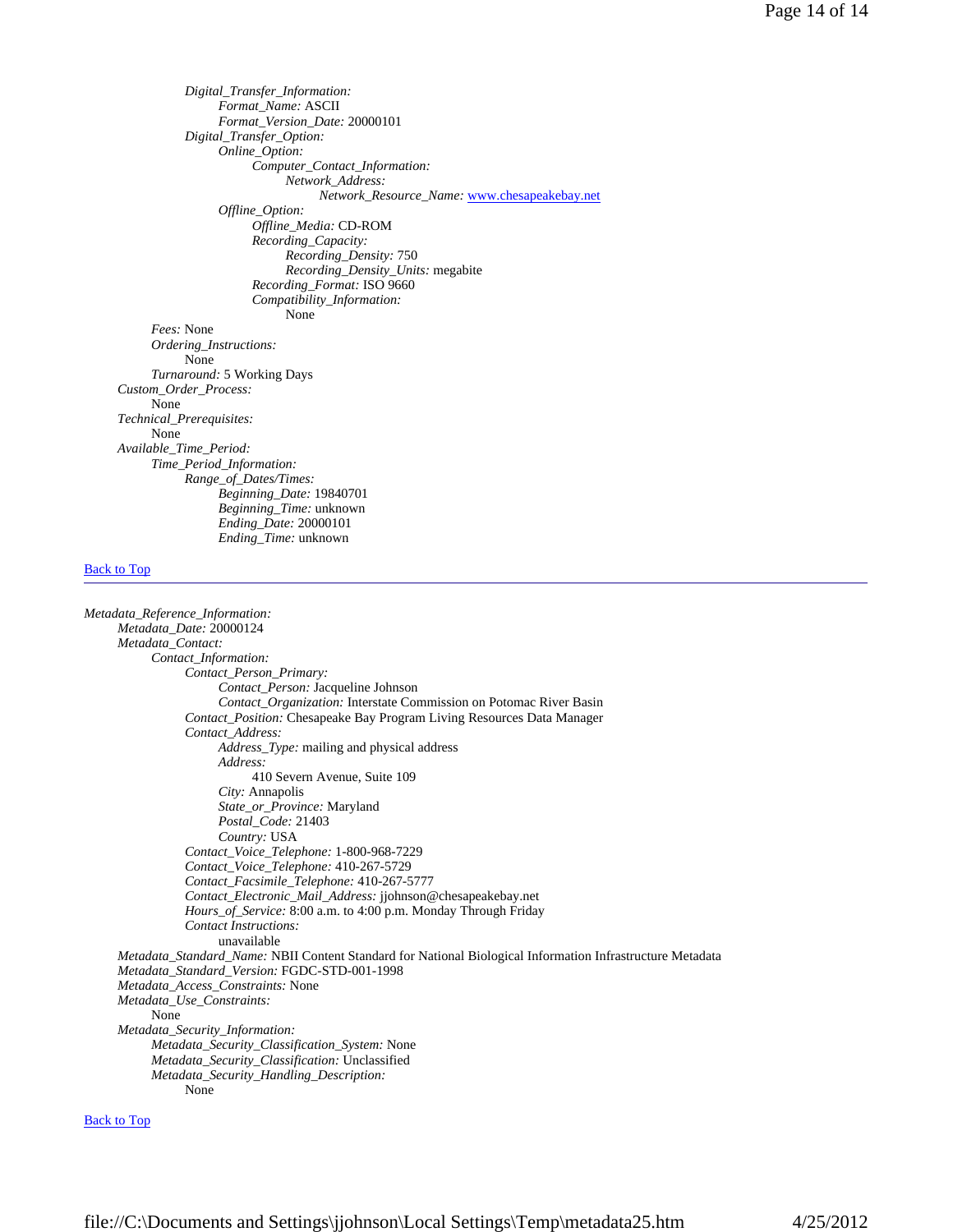*Digital_Transfer_Information:*
- *Format_Name:* ASCII
- *Format_Version_Date:* 20000101

*Digital_Transfer_Option:*
- *Online_Option:*
  - *Computer_Contact_Information:*
    - *Network_Address:*
      - *Network_Resource_Name:* www.chesapeakebay.net
- *Offline_Option:*
  - *Offline_Media:* CD-ROM
  - *Recording_Capacity:*
    - *Recording_Density:* 750
    - *Recording_Density_Units:* megabite
  - *Recording_Format:* ISO 9660
  - *Compatibility_Information:*
    - None

*Fees:* None

*Ordering_Instructions:*
- None

*Turnaround:* 5 Working Days

*Custom_Order_Process:*
- None

*Technical_Prerequisites:*
- None

*Available_Time_Period:*
- *Time_Period_Information:*
  - *Range_of_Dates/Times:*
    - *Beginning_Date:* 19840701
    - *Beginning_Time:* unknown
    - *Ending_Date:* 20000101
    - *Ending_Time:* unknown

Back to Top

---

*Metadata_Reference_Information:*
- *Metadata_Date:* 20000124
- *Metadata_Contact:*
  - *Contact_Information:*
    - *Contact_Person_Primary:*
      - *Contact_Person:* Jacqueline Johnson
      - *Contact_Organization:* Interstate Commission on Potomac River Basin
    - *Contact_Position:* Chesapeake Bay Program Living Resources Data Manager
    - *Contact_Address:*
      - *Address_Type:* mailing and physical address
      - *Address:*
        - 410 Severn Avenue, Suite 109
      - *City:* Annapolis
      - *State_or_Province:* Maryland
      - *Postal_Code:* 21403
      - *Country:* USA
    - *Contact_Voice_Telephone:* 1-800-968-7229
    - *Contact_Voice_Telephone:* 410-267-5729
    - *Contact_Facsimile_Telephone:* 410-267-5777
    - *Contact_Electronic_Mail_Address:* jjohnson@chesapeakebay.net
    - *Hours_of_Service:* 8:00 a.m. to 4:00 p.m. Monday Through Friday
    - *Contact Instructions:*
      - unavailable
- *Metadata_Standard_Name:* NBII Content Standard for National Biological Information Infrastructure Metadata
- *Metadata_Standard_Version:* FGDC-STD-001-1998
- *Metadata_Access_Constraints:* None
- *Metadata_Use_Constraints:*
  - None
- *Metadata_Security_Information:*
  - *Metadata_Security_Classification_System:* None
  - *Metadata_Security_Classification:* Unclassified
  - *Metadata_Security_Handling_Description:*
    - None

Back to Top